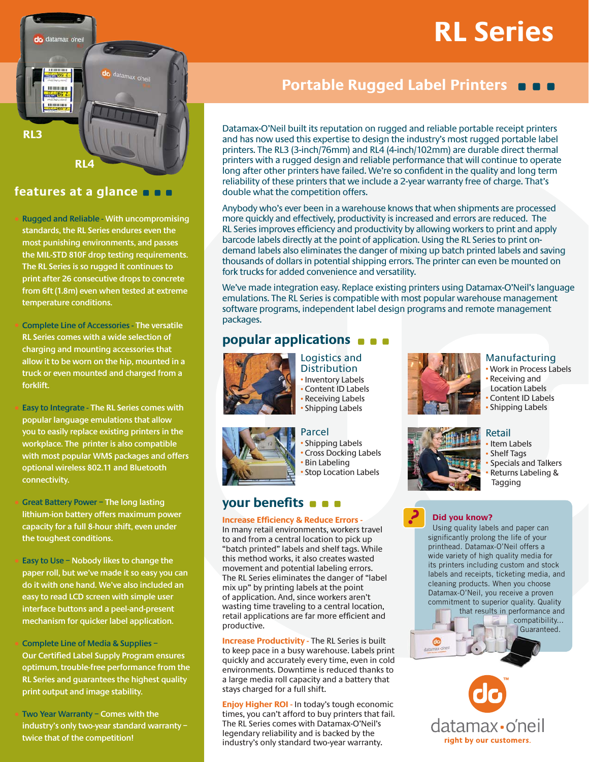# RL Series

## Portable Rugged Label Printers

RL3

RL4

## features at a glance

- **Rugged and Reliable** - With uncompromising standards, the RL Series endures even the most punishing environments, and passes the MIL-STD 810F drop testing requirements. The RL Series is so rugged it continues to print after 26 consecutive drops to concrete from 6ft (1.8m) even when tested at extreme temperature conditions.
- **Complete Line of Accessories** - The versatile RL Series comes with a wide selection of charging and mounting accessories that allow it to be worn on the hip, mounted in a truck or even mounted and charged from a forklift.
- **Easy to Integrate** - The RL Series comes with popular language emulations that allow you to easily replace existing printers in the workplace. The printer is also compatible with most popular WMS packages and offers optional wireless 802.11 and Bluetooth connectivity.
- **Great Battery Power** – The long lasting lithium-ion battery offers maximum power capacity for a full 8-hour shift, even under the toughest conditions.
- **Easy to Use** – Nobody likes to change the paper roll, but we've made it so easy you can do it with one hand. We've also included an easy to read LCD screen with simple user interface buttons and a peel-and-present mechanism for quicker label application.
- **Complete Line of Media & Supplies** – Our Certified Label Supply Program ensures optimum, trouble-free performance from the RL Series and guarantees the highest quality print output and image stability.
- **Two Year Warranty** – Comes with the industry's only two-year standard warranty – twice that of the competition!

Datamax-O'Neil built its reputation on rugged and reliable portable receipt printers and has now used this expertise to design the industry's most rugged portable label printers. The RL3 (3-inch/76mm) and RL4 (4-inch/102mm) are durable direct thermal printers with a rugged design and reliable performance that will continue to operate long after other printers have failed. We're so confident in the quality and long term reliability of these printers that we include a 2-year warranty free of charge. That's double what the competition offers.

Anybody who's ever been in a warehouse knows that when shipments are processed more quickly and effectively, productivity is increased and errors are reduced. The RL Series improves efficiency and productivity by allowing workers to print and apply barcode labels directly at the point of application. Using the RL Series to print on-demand labels also eliminates the danger of mixing up batch printed labels and saving thousands of dollars in potential shipping errors. The printer can even be mounted on fork trucks for added convenience and versatility.

We've made integration easy. Replace existing printers using Datamax-O'Neil's language emulations. The RL Series is compatible with most popular warehouse management software programs, independent label design programs and remote management packages.

## popular applications

### Logistics and Distribution
- Inventory Labels
- Content ID Labels
- Receiving Labels
- Shipping Labels

### Manufacturing
- Work in Process Labels
- Receiving and Location Labels
- Content ID Labels
- Shipping Labels

### Parcel
- Shipping Labels
- Cross Docking Labels
- Bin Labeling
- Stop Location Labels

### Retail
- Item Labels
- Shelf Tags
- Specials and Talkers
- Returns Labeling & Tagging

## your benefits

**Increase Efficiency & Reduce Errors** - In many retail environments, workers travel to and from a central location to pick up "batch printed" labels and shelf tags. While this method works, it also creates wasted movement and potential labeling errors. The RL Series eliminates the danger of "label mix up" by printing labels at the point of application. And, since workers aren't wasting time traveling to a central location, retail applications are far more efficient and productive.

**Increase Productivity** - The RL Series is built to keep pace in a busy warehouse. Labels print quickly and accurately every time, even in cold environments. Downtime is reduced thanks to a large media roll capacity and a battery that stays charged for a full shift.

**Enjoy Higher ROI** - In today's tough economic times, you can't afford to buy printers that fail. The RL Series comes with Datamax-O'Neil's legendary reliability and is backed by the industry's only standard two-year warranty.

### Did you know?

Using quality labels and paper can significantly prolong the life of your printhead. Datamax-O'Neil offers a wide variety of high quality media for its printers including custom and stock labels and receipts, ticketing media, and cleaning products. When you choose Datamax-O'Neil, you receive a proven commitment to superior quality. Quality that results in performance and compatibility... Guaranteed.

datamax·o'neil

right by our customers.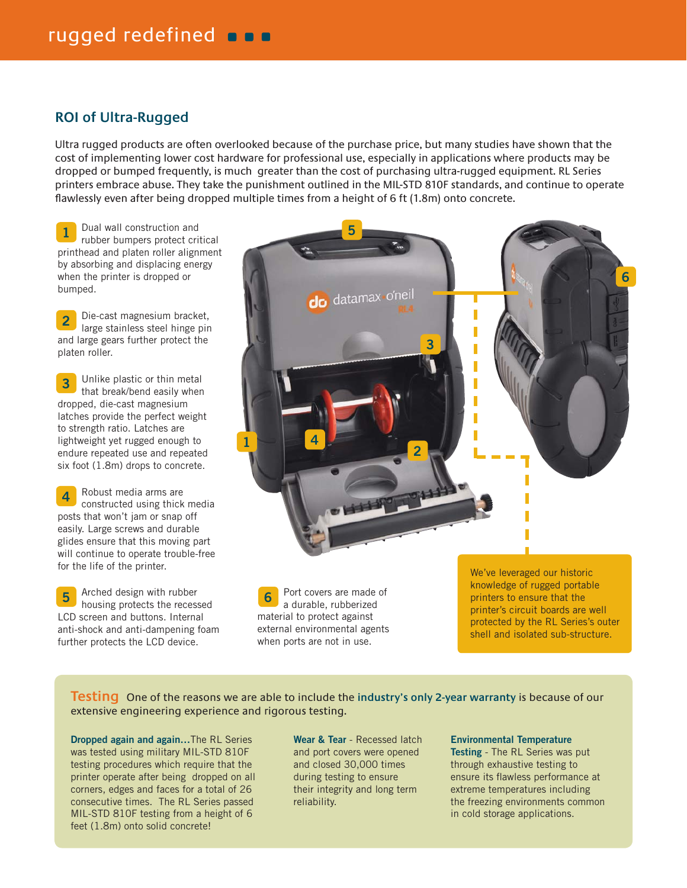rugged redefined

## ROI of Ultra-Rugged

Ultra rugged products are often overlooked because of the purchase price, but many studies have shown that the cost of implementing lower cost hardware for professional use, especially in applications where products may be dropped or bumped frequently, is much greater than the cost of purchasing ultra-rugged equipment. RL Series printers embrace abuse. They take the punishment outlined in the MIL-STD 810F standards, and continue to operate flawlessly even after being dropped multiple times from a height of 6 ft (1.8m) onto concrete.

**1** Dual wall construction and rubber bumpers protect critical printhead and platen roller alignment by absorbing and displacing energy when the printer is dropped or bumped.

**2** Die-cast magnesium bracket, large stainless steel hinge pin and large gears further protect the platen roller.

**3** Unlike plastic or thin metal that break/bend easily when dropped, die-cast magnesium latches provide the perfect weight to strength ratio. Latches are lightweight yet rugged enough to endure repeated use and repeated six foot (1.8m) drops to concrete.

**4** Robust media arms are constructed using thick media posts that won't jam or snap off easily. Large screws and durable glides ensure that this moving part will continue to operate trouble-free for the life of the printer.

**5** Arched design with rubber housing protects the recessed LCD screen and buttons. Internal anti-shock and anti-dampening foam further protects the LCD device.

**6** Port covers are made of a durable, rubberized material to protect against external environmental agents when ports are not in use.

We've leveraged our historic knowledge of rugged portable printers to ensure that the printer's circuit boards are well protected by the RL Series's outer shell and isolated sub-structure.

## Testing

One of the reasons we are able to include the **industry's only 2-year warranty** is because of our extensive engineering experience and rigorous testing.

**Dropped again and again...** The RL Series was tested using military MIL-STD 810F testing procedures which require that the printer operate after being dropped on all corners, edges and faces for a total of 26 consecutive times. The RL Series passed MIL-STD 810F testing from a height of 6 feet (1.8m) onto solid concrete!

**Wear & Tear** - Recessed latch and port covers were opened and closed 30,000 times during testing to ensure their integrity and long term reliability.

**Environmental Temperature Testing** - The RL Series was put through exhaustive testing to ensure its flawless performance at extreme temperatures including the freezing environments common in cold storage applications.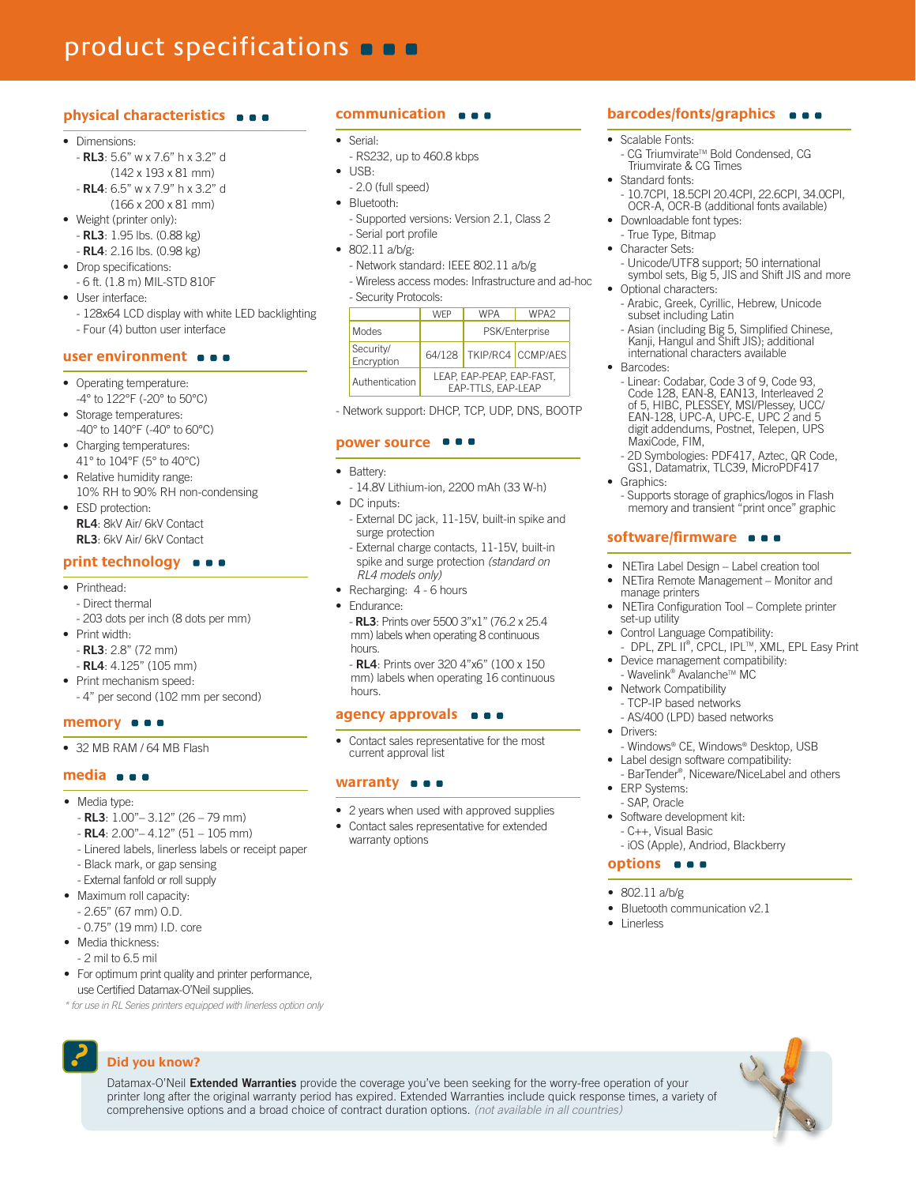# product specifications

## physical characteristics

- Dimensions:
  - **RL3**: 5.6" w x 7.6" h x 3.2" d (142 x 193 x 81 mm)
  - **RL4**: 6.5" w x 7.9" h x 3.2" d (166 x 200 x 81 mm)
- Weight (printer only):
  - **RL3**: 1.95 lbs. (0.88 kg)
  - **RL4**: 2.16 lbs. (0.98 kg)
- Drop specifications:
  - 6 ft. (1.8 m) MIL-STD 810F
- User interface:
  - 128x64 LCD display with white LED backlighting
  - Four (4) button user interface

## user environment

- Operating temperature: -4° to 122°F (-20° to 50°C)
- Storage temperatures: -40° to 140°F (-40° to 60°C)
- Charging temperatures: 41° to 104°F (5° to 40°C)
- Relative humidity range: 10% RH to 90% RH non-condensing
- ESD protection:
  **RL4**: 8kV Air/ 6kV Contact
  **RL3**: 6kV Air/ 6kV Contact

## print technology

- Printhead:
  - Direct thermal
  - 203 dots per inch (8 dots per mm)
- Print width:
  - **RL3**: 2.8" (72 mm)
  - **RL4**: 4.125" (105 mm)
- Print mechanism speed:
  - 4" per second (102 mm per second)

## memory

- 32 MB RAM / 64 MB Flash

## media

- Media type:
  - **RL3**: 1.00"– 3.12" (26 – 79 mm)
  - **RL4**: 2.00"– 4.12" (51 – 105 mm)
  - Linered labels, linerless labels or receipt paper
  - Black mark, or gap sensing
  - External fanfold or roll supply
- Maximum roll capacity:
  - 2.65" (67 mm) O.D.
  - 0.75" (19 mm) I.D. core
- Media thickness:
  - 2 mil to 6.5 mil
- For optimum print quality and printer performance, use Certified Datamax-O'Neil supplies.

*\* for use in RL Series printers equipped with linerless option only*

## communication

- Serial:
  - RS232, up to 460.8 kbps
- USB:
  - 2.0 (full speed)
- Bluetooth:
  - Supported versions: Version 2.1, Class 2
  - Serial port profile
- 802.11 a/b/g:
  - Network standard: IEEE 802.11 a/b/g
  - Wireless access modes: Infrastructure and ad-hoc
  - Security Protocols:

| | WEP | WPA | WPA2 |
|---|---|---|---|
| Modes | | PSK/Enterprise | |
| Security/ Encryption | 64/128 | TKIP/RC4 | CCMP/AES |
| Authentication | LEAP, EAP-PEAP, EAP-FAST, EAP-TTLS, EAP-LEAP | | |

- Network support: DHCP, TCP, UDP, DNS, BOOTP

## power source

- Battery:
  - 14.8V Lithium-ion, 2200 mAh (33 W-h)
- DC inputs:
  - External DC jack, 11-15V, built-in spike and surge protection
  - External charge contacts, 11-15V, built-in spike and surge protection *(standard on RL4 models only)*
- Recharging: 4 - 6 hours
- Endurance:
  - **RL3**: Prints over 5500 3"x1" (76.2 x 25.4 mm) labels when operating 8 continuous hours.
  - **RL4**: Prints over 320 4"x6" (100 x 150 mm) labels when operating 16 continuous hours.

## agency approvals

- Contact sales representative for the most current approval list

## warranty

- 2 years when used with approved supplies
- Contact sales representative for extended warranty options

## barcodes/fonts/graphics

- Scalable Fonts:
  - CG Triumvirate™ Bold Condensed, CG Triumvirate & CG Times
- Standard fonts:
  - 10.7CPI, 18.5CPI 20.4CPI, 22.6CPI, 34.0CPI, OCR-A, OCR-B (additional fonts available)
- Downloadable font types:
  - True Type, Bitmap
- Character Sets:
  - Unicode/UTF8 support; 50 international symbol sets, Big 5, JIS and Shift JIS and more
- Optional characters:
  - Arabic, Greek, Cyrillic, Hebrew, Unicode subset including Latin
  - Asian (including Big 5, Simplified Chinese, Kanji, Hangul and Shift JIS); additional international characters available
- Barcodes:
  - Linear: Codabar, Code 3 of 9, Code 93, Code 128, EAN-8, EAN13, Interleaved 2 of 5, HIBC, PLESSEY, MSI/Plessey, UCC/EAN-128, UPC-A, UPC-E, UPC 2 and 5 digit addendums, Postnet, Telepen, UPS MaxiCode, FIM,
  - 2D Symbologies: PDF417, Aztec, QR Code, GS1, Datamatrix, TLC39, MicroPDF417
- Graphics:
  - Supports storage of graphics/logos in Flash memory and transient "print once" graphic

## software/firmware

- NETira Label Design – Label creation tool
- NETira Remote Management – Monitor and manage printers
- NETira Configuration Tool – Complete printer set-up utility
- Control Language Compatibility:
  - DPL, ZPL II®, CPCL, IPL™, XML, EPL Easy Print
- Device management compatibility:
  - Wavelink® Avalanche™ MC
- Network Compatibility
  - TCP-IP based networks
  - AS/400 (LPD) based networks
- Drivers:
  - Windows® CE, Windows® Desktop, USB
- Label design software compatibility:
  - BarTender®, Niceware/NiceLabel and others
- ERP Systems:
  - SAP, Oracle
- Software development kit:
  - C++, Visual Basic
  - iOS (Apple), Andriod, Blackberry

## options

- 802.11 a/b/g
- Bluetooth communication v2.1
- Linerless

### Did you know?

Datamax-O'Neil **Extended Warranties** provide the coverage you've been seeking for the worry-free operation of your printer long after the original warranty period has expired. Extended Warranties include quick response times, a variety of comprehensive options and a broad choice of contract duration options. *(not available in all countries)*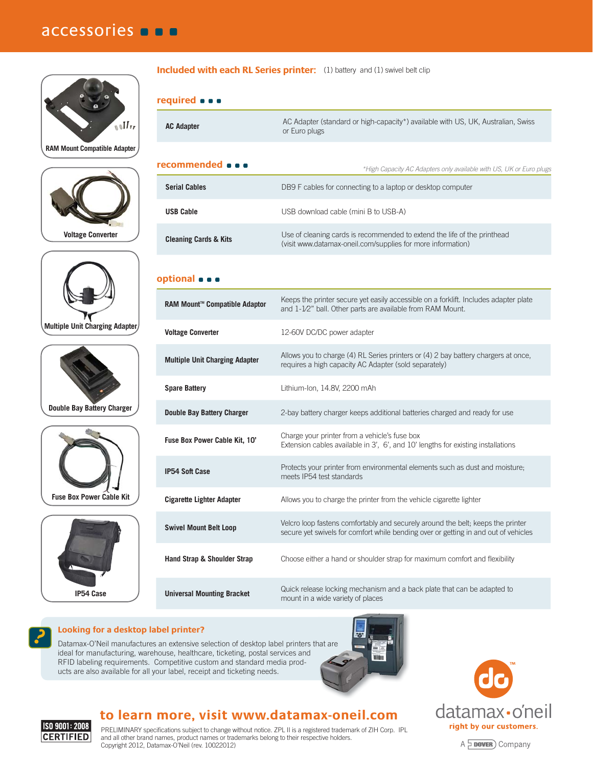# accessories

**Included with each RL Series printer:** (1) battery and (1) swivel belt clip

## required

| | |
|---|---|
| **AC Adapter** | AC Adapter (standard or high-capacity*) available with US, UK, Australian, Swiss or Euro plugs |

## recommended

*\*High Capacity AC Adapters only available with US, UK or Euro plugs*

| | |
|---|---|
| **Serial Cables** | DB9 F cables for connecting to a laptop or desktop computer |
| **USB Cable** | USB download cable (mini B to USB-A) |
| **Cleaning Cards & Kits** | Use of cleaning cards is recommended to extend the life of the printhead (visit www.datamax-oneil.com/supplies for more information) |

## optional

| | |
|---|---|
| **RAM Mount™ Compatible Adaptor** | Keeps the printer secure yet easily accessible on a forklift. Includes adapter plate and 1-1/2" ball. Other parts are available from RAM Mount. |
| **Voltage Converter** | 12-60V DC/DC power adapter |
| **Multiple Unit Charging Adapter** | Allows you to charge (4) RL Series printers or (4) 2 bay battery chargers at once, requires a high capacity AC Adapter (sold separately) |
| **Spare Battery** | Lithium-Ion, 14.8V, 2200 mAh |
| **Double Bay Battery Charger** | 2-bay battery charger keeps additional batteries charged and ready for use |
| **Fuse Box Power Cable Kit, 10'** | Charge your printer from a vehicle's fuse box<br>Extension cables available in 3', 6', and 10' lengths for existing installations |
| **IP54 Soft Case** | Protects your printer from environmental elements such as dust and moisture; meets IP54 test standards |
| **Cigarette Lighter Adapter** | Allows you to charge the printer from the vehicle cigarette lighter |
| **Swivel Mount Belt Loop** | Velcro loop fastens comfortably and securely around the belt; keeps the printer secure yet swivels for comfort while bending over or getting in and out of vehicles |
| **Hand Strap & Shoulder Strap** | Choose either a hand or shoulder strap for maximum comfort and flexibility |
| **Universal Mounting Bracket** | Quick release locking mechanism and a back plate that can be adapted to mount in a wide variety of places |

RAM Mount Compatible Adapter

Voltage Converter

Multiple Unit Charging Adapter

Double Bay Battery Charger

Fuse Box Power Cable Kit

IP54 Case

### Looking for a desktop label printer?

Datamax-O'Neil manufactures an extensive selection of desktop label printers that are ideal for manufacturing, warehouse, healthcare, ticketing, postal services and RFID labeling requirements. Competitive custom and standard media products are also available for all your label, receipt and ticketing needs.

## to learn more, visit www.datamax-oneil.com

ISO 9001 : 2008 CERTIFIED

PRELIMINARY specifications subject to change without notice. ZPL II is a registered trademark of ZIH Corp. IPL and all other brand names, product names or trademarks belong to their respective holders.
Copyright 2012, Datamax-O'Neil (rev. 10022012)

datamax·o'neil™
right by our customers.
A DOVER Company